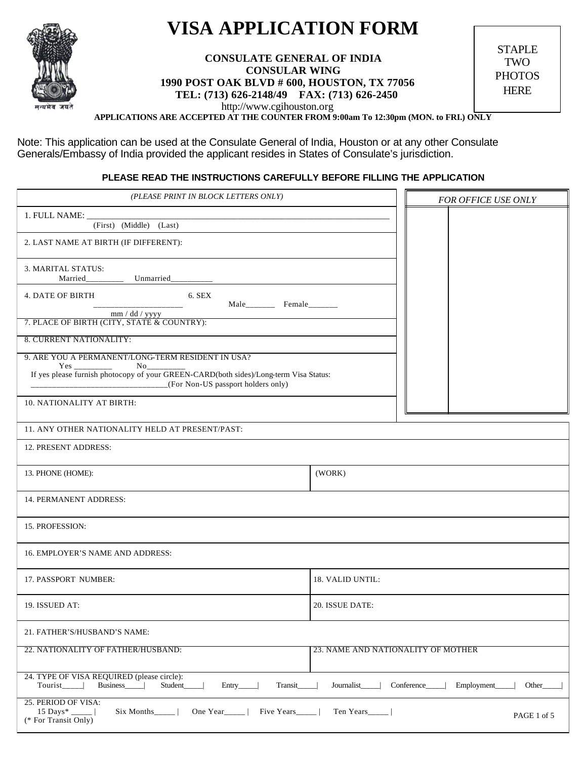# VISA APPLICATION FORM

**CONSULATE GENERAL OF INDIA**
**CONSULAR WING**
**1990 POST OAK BLVD # 600, HOUSTON, TX 77056**
**TEL: (713) 626-2148/49 FAX: (713) 626-2450**
http://www.cgihouston.org
**APPLICATIONS ARE ACCEPTED AT THE COUNTER FROM 9:00am To 12:30pm (MON. to FRI.) ONLY**

STAPLE TWO PHOTOS HERE

मत्यमेव जयते

Note: This application can be used at the Consulate General of India, Houston or at any other Consulate Generals/Embassy of India provided the applicant resides in States of Consulate's jurisdiction.

**PLEASE READ THE INSTRUCTIONS CAREFULLY BEFORE FILLING THE APPLICATION**

*(PLEASE PRINT IN BLOCK LETTERS ONLY)*

*FOR OFFICE USE ONLY*

1. FULL NAME: ______________________________
   (First) (Middle) (Last)

2. LAST NAME AT BIRTH (IF DIFFERENT):

3. MARITAL STATUS:
   Married_________ Unmarried__________

4. DATE OF BIRTH _____________________ (mm / dd / yyyy)

6. SEX
   Male_______ Female_______

7. PLACE OF BIRTH (CITY, STATE & COUNTRY):

8. CURRENT NATIONALITY:

9. ARE YOU A PERMANENT/LONG-TERM RESIDENT IN USA?
   Yes _________ No_________
   If yes please furnish photocopy of your GREEN-CARD(both sides)/Long-term Visa Status:
   ________________________________(For Non-US passport holders only)

10. NATIONALITY AT BIRTH:

11. ANY OTHER NATIONALITY HELD AT PRESENT/PAST:

12. PRESENT ADDRESS:

| 13. PHONE (HOME): | (WORK) |
|---|---|

14. PERMANENT ADDRESS:

15. PROFESSION:

16. EMPLOYER'S NAME AND ADDRESS:

| 17. PASSPORT NUMBER: | 18. VALID UNTIL: |
|---|---|
| 19. ISSUED AT: | 20. ISSUE DATE: |

21. FATHER'S/HUSBAND'S NAME:

| 22. NATIONALITY OF FATHER/HUSBAND: | 23. NAME AND NATIONALITY OF MOTHER |
|---|---|

24. TYPE OF VISA REQUIRED (please circle):
    Tourist_____| Business_____| Student_____| Entry_____| Transit_____| Journalist_____| Conference_____| Employment_____| Other_____|

25. PERIOD OF VISA:
    15 Days* _____| Six Months_____| One Year_____| Five Years_____| Ten Years_____|
    (* For Transit Only)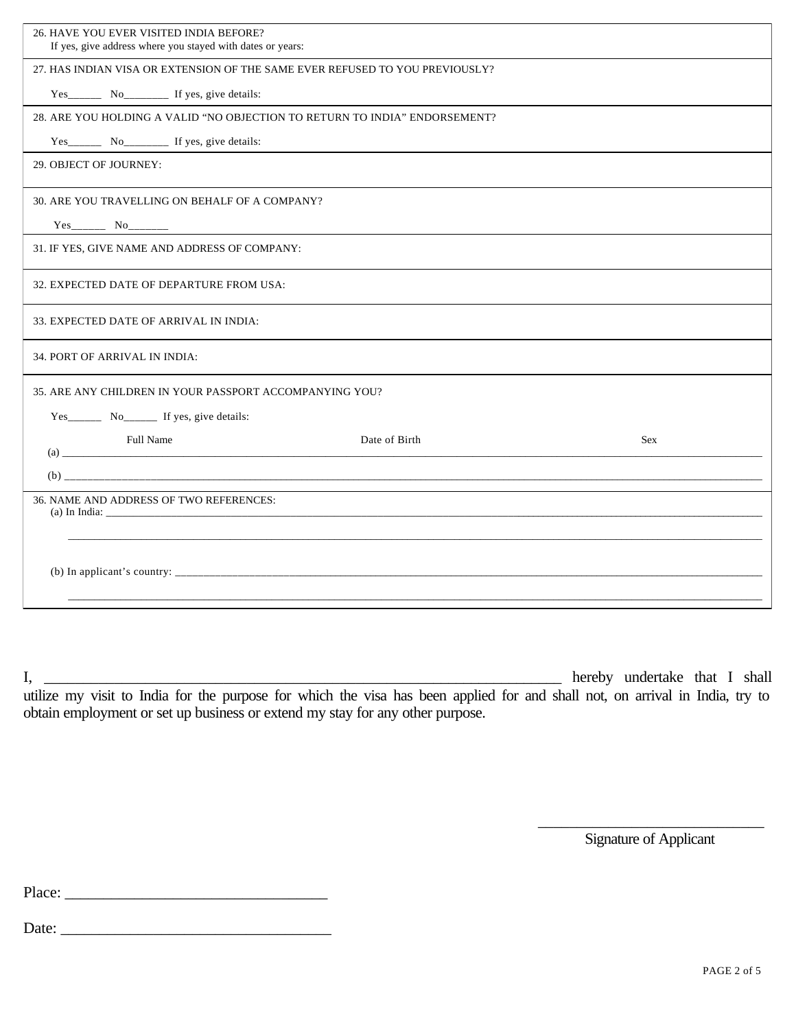26. HAVE YOU EVER VISITED INDIA BEFORE?
If yes, give address where you stayed with dates or years:

27. HAS INDIAN VISA OR EXTENSION OF THE SAME EVER REFUSED TO YOU PREVIOUSLY?

Yes______ No________ If yes, give details:

28. ARE YOU HOLDING A VALID "NO OBJECTION TO RETURN TO INDIA" ENDORSEMENT?

Yes______ No________ If yes, give details:

29. OBJECT OF JOURNEY:

30. ARE YOU TRAVELLING ON BEHALF OF A COMPANY?

Yes______ No_______

31. IF YES, GIVE NAME AND ADDRESS OF COMPANY:

32. EXPECTED DATE OF DEPARTURE FROM USA:

33. EXPECTED DATE OF ARRIVAL IN INDIA:

34. PORT OF ARRIVAL IN INDIA:

35. ARE ANY CHILDREN IN YOUR PASSPORT ACCOMPANYING YOU?

Yes______ No______ If yes, give details:

| | Full Name | Date of Birth | Sex |
|---|---|---|---|
| (a) | | | |
| (b) | | | |

36. NAME AND ADDRESS OF TWO REFERENCES:

(a) In India: ____________________________________________

____________________________________________

(b) In applicant's country: ____________________________________________

____________________________________________

I, ______________________________________________ hereby undertake that I shall utilize my visit to India for the purpose for which the visa has been applied for and shall not, on arrival in India, try to obtain employment or set up business or extend my stay for any other purpose.

______________________________
Signature of Applicant

Place: ______________________________

Date: ______________________________